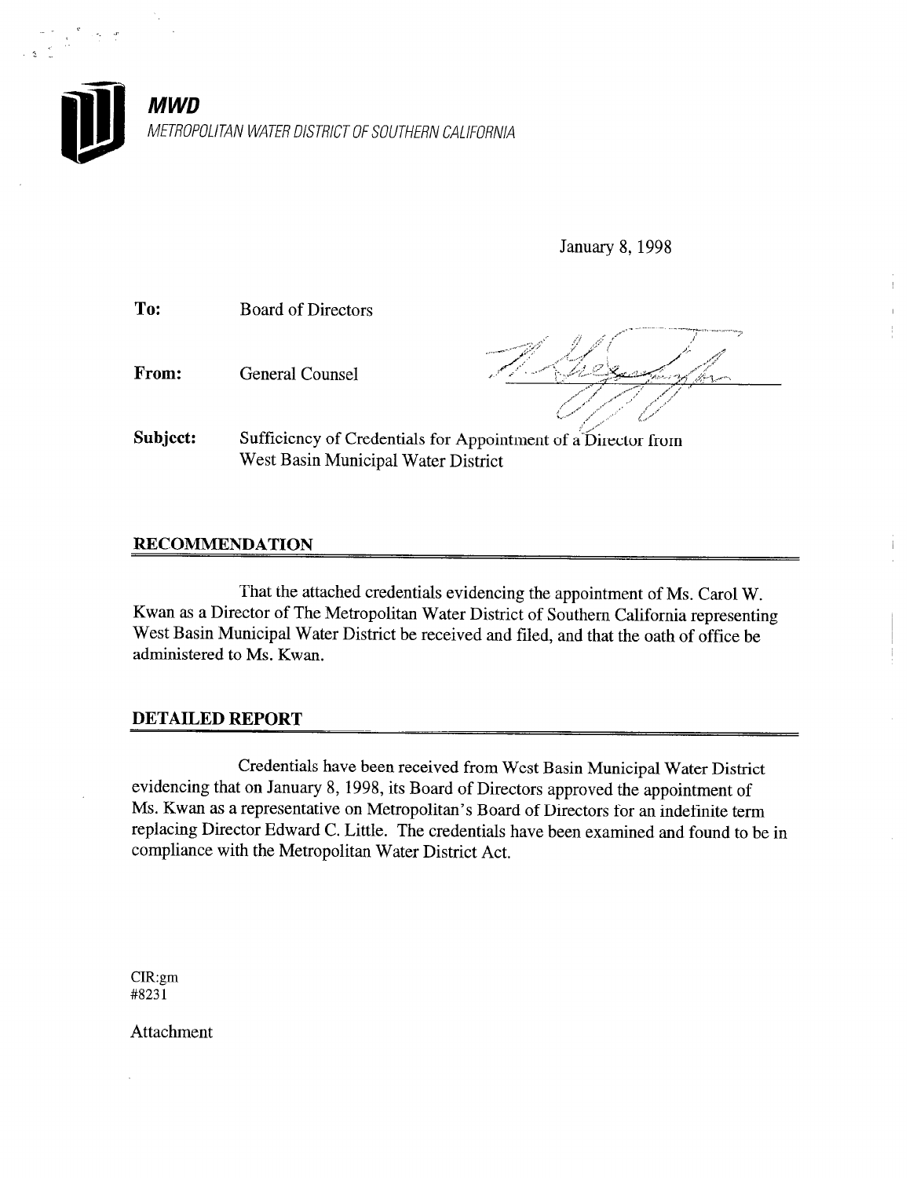**MWD**

*METROPOLITAN WATER DISTRICT OF SOUTHERN CALIFORNIA*

January 8, 1998

**To:** Board of Directors

**From:** General Counsel

**Subject:** Sufficiency of Credentials for Appointment of a Director from West Basin Municipal Water District

## RECOMMENDATION

That the attached credentials evidencing the appointment of Ms. Carol W. Kwan as a Director of The Metropolitan Water District of Southern California representing West Basin Municipal Water District be received and filed, and that the oath of office be administered to Ms. Kwan.

## DETAILED REPORT

Credentials have been received from West Basin Municipal Water District evidencing that on January 8, 1998, its Board of Directors approved the appointment of Ms. Kwan as a representative on Metropolitan's Board of Directors for an indefinite term replacing Director Edward C. Little. The credentials have been examined and found to be in compliance with the Metropolitan Water District Act.

CIR:gm
#8231

Attachment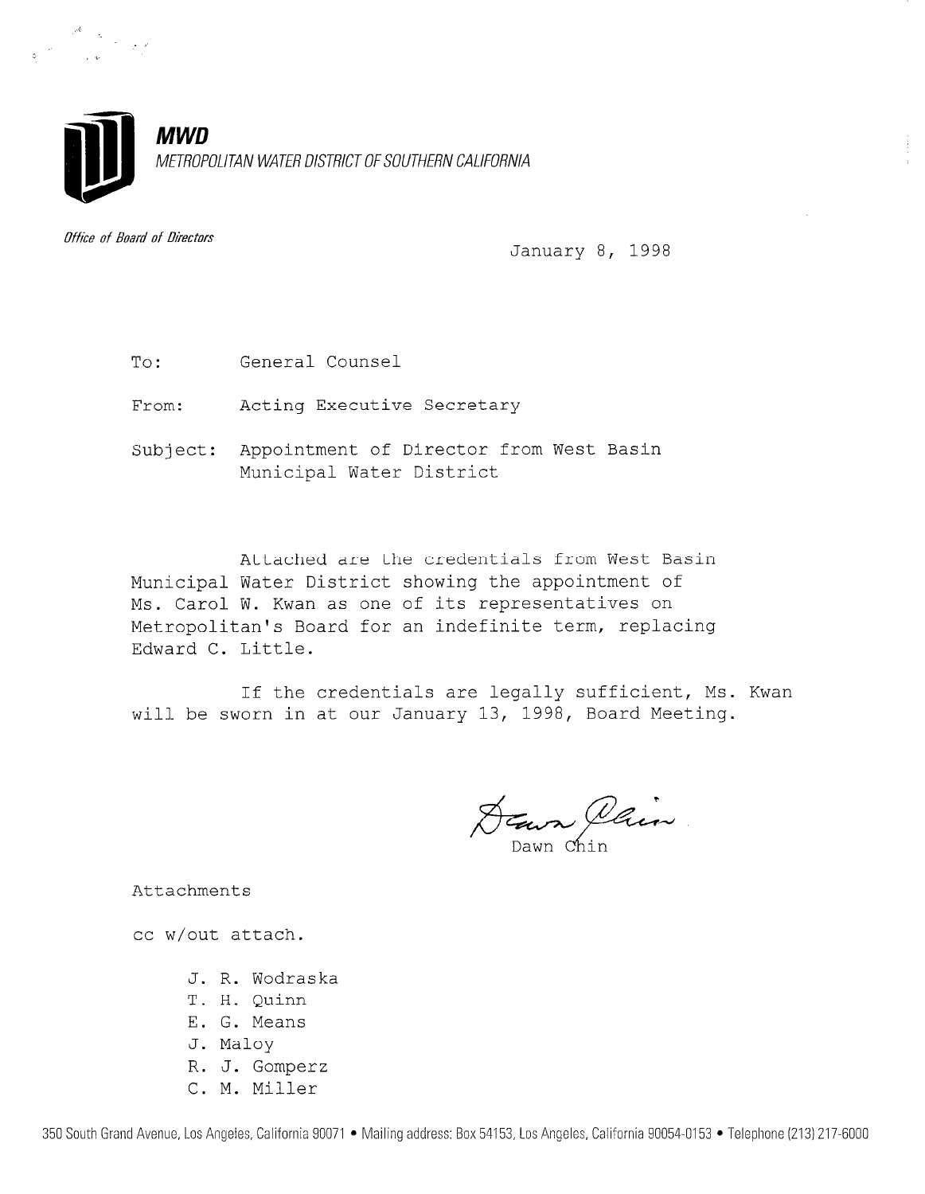**MWD**

*METROPOLITAN WATER DISTRICT OF SOUTHERN CALIFORNIA*

*Office of Board of Directors*

January 8, 1998

To: General Counsel

From: Acting Executive Secretary

Subject: Appointment of Director from West Basin Municipal Water District

Attached are the credentials from West Basin Municipal Water District showing the appointment of Ms. Carol W. Kwan as one of its representatives on Metropolitan's Board for an indefinite term, replacing Edward C. Little.

If the credentials are legally sufficient, Ms. Kwan will be sworn in at our January 13, 1998, Board Meeting.

Dawn Chin

Attachments

cc w/out attach.

- J. R. Wodraska
- T. H. Quinn
- E. G. Means
- J. Maloy
- R. J. Gomperz
- C. M. Miller

350 South Grand Avenue, Los Angeles, California 90071 • Mailing address: Box 54153, Los Angeles, California 90054-0153 • Telephone (213) 217-6000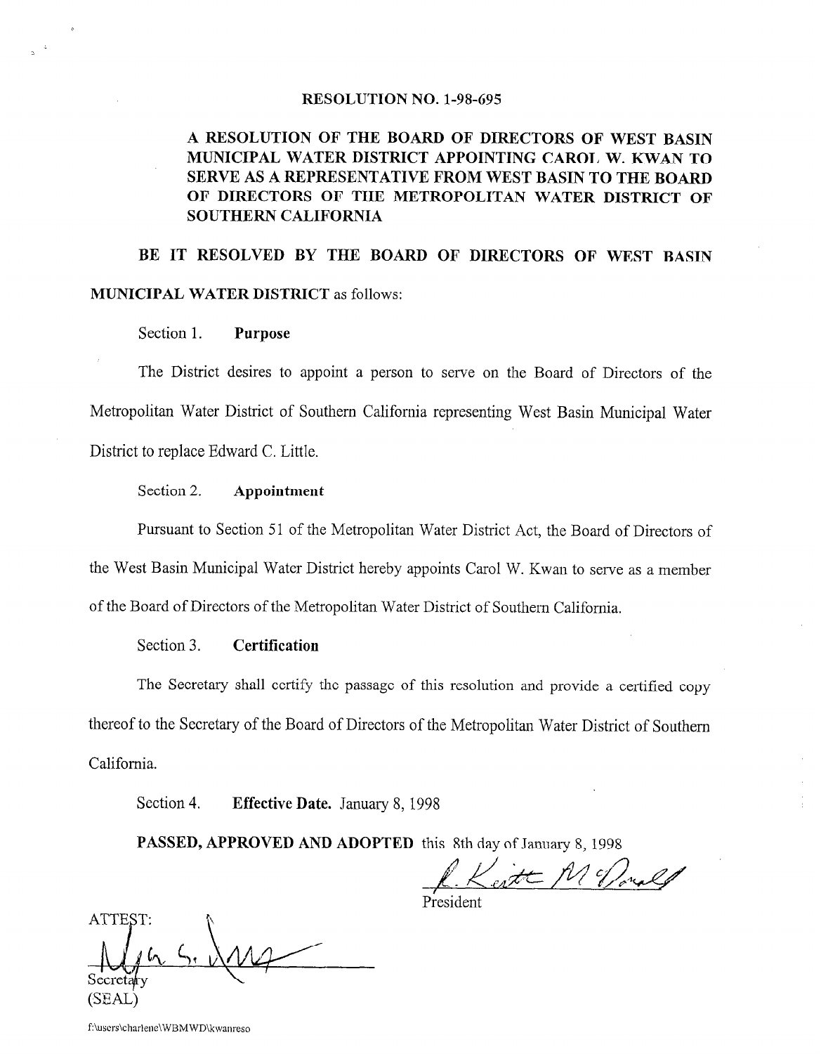# RESOLUTION NO. 1-98-695

## A RESOLUTION OF THE BOARD OF DIRECTORS OF WEST BASIN MUNICIPAL WATER DISTRICT APPOINTING CAROL W. KWAN TO SERVE AS A REPRESENTATIVE FROM WEST BASIN TO THE BOARD OF DIRECTORS OF THE METROPOLITAN WATER DISTRICT OF SOUTHERN CALIFORNIA

**BE IT RESOLVED BY THE BOARD OF DIRECTORS OF WEST BASIN MUNICIPAL WATER DISTRICT** as follows:

Section 1. **Purpose**

The District desires to appoint a person to serve on the Board of Directors of the Metropolitan Water District of Southern California representing West Basin Municipal Water District to replace Edward C. Little.

Section 2. **Appointment**

Pursuant to Section 51 of the Metropolitan Water District Act, the Board of Directors of the West Basin Municipal Water District hereby appoints Carol W. Kwan to serve as a member of the Board of Directors of the Metropolitan Water District of Southern California.

Section 3. **Certification**

The Secretary shall certify the passage of this resolution and provide a certified copy thereof to the Secretary of the Board of Directors of the Metropolitan Water District of Southern California.

Section 4. **Effective Date.** January 8, 1998

**PASSED, APPROVED AND ADOPTED** this 8th day of January 8, 1998

R. Keith McDonald
President

ATTEST:

Secretary
(SEAL)

f:\users\charlene\WBMWD\kwanreso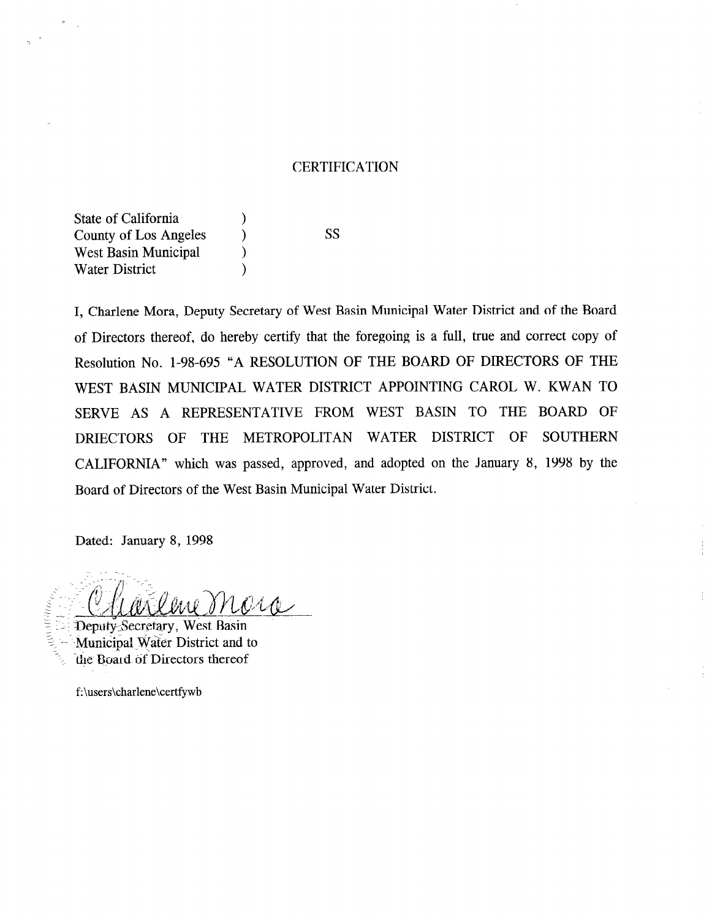# CERTIFICATION

State of California )
County of Los Angeles ) SS
West Basin Municipal )
Water District )

I, Charlene Mora, Deputy Secretary of West Basin Municipal Water District and of the Board of Directors thereof, do hereby certify that the foregoing is a full, true and correct copy of Resolution No. 1-98-695 "A RESOLUTION OF THE BOARD OF DIRECTORS OF THE WEST BASIN MUNICIPAL WATER DISTRICT APPOINTING CAROL W. KWAN TO SERVE AS A REPRESENTATIVE FROM WEST BASIN TO THE BOARD OF DRIECTORS OF THE METROPOLITAN WATER DISTRICT OF SOUTHERN CALIFORNIA" which was passed, approved, and adopted on the January 8, 1998 by the Board of Directors of the West Basin Municipal Water District.

Dated: January 8, 1998

Charlene Mora

Deputy Secretary, West Basin Municipal Water District and to the Board of Directors thereof

f:\users\charlene\certfywb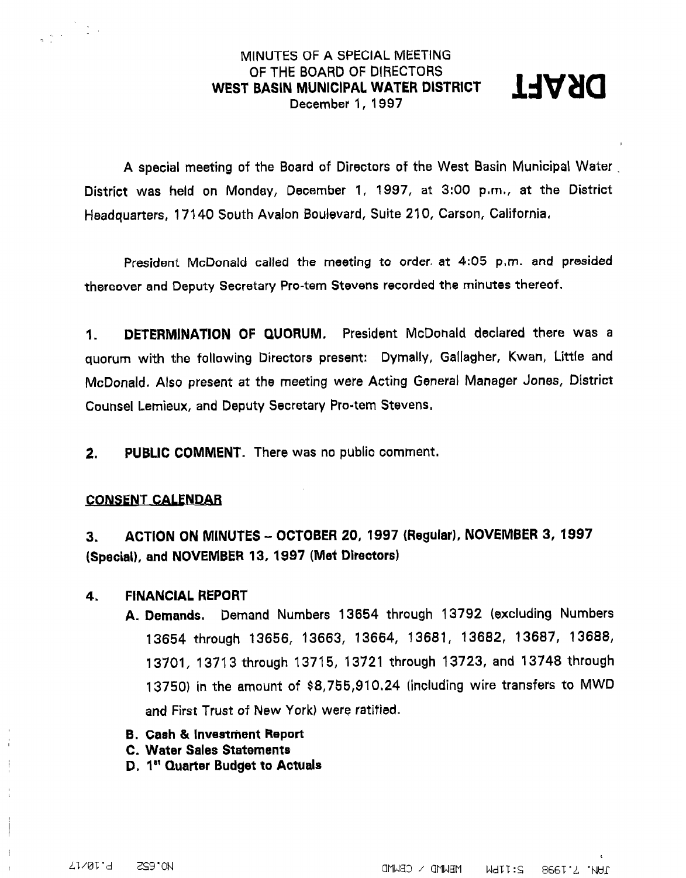# MINUTES OF A SPECIAL MEETING OF THE BOARD OF DIRECTORS WEST BASIN MUNICIPAL WATER DISTRICT

December 1, 1997

**DRAFT**

A special meeting of the Board of Directors of the West Basin Municipal Water District was held on Monday, December 1, 1997, at 3:00 p.m., at the District Headquarters, 17140 South Avalon Boulevard, Suite 210, Carson, California.

President McDonald called the meeting to order at 4:05 p.m. and presided thereover and Deputy Secretary Pro-tem Stevens recorded the minutes thereof.

**1. DETERMINATION OF QUORUM.** President McDonald declared there was a quorum with the following Directors present: Dymally, Gallagher, Kwan, Little and McDonald. Also present at the meeting were Acting General Manager Jones, District Counsel Lemieux, and Deputy Secretary Pro-tem Stevens.

**2. PUBLIC COMMENT.** There was no public comment.

## CONSENT CALENDAR

**3. ACTION ON MINUTES – OCTOBER 20, 1997 (Regular), NOVEMBER 3, 1997 (Special), and NOVEMBER 13, 1997 (Met Directors)**

**4. FINANCIAL REPORT**

**A. Demands.** Demand Numbers 13654 through 13792 (excluding Numbers 13654 through 13656, 13663, 13664, 13681, 13682, 13687, 13688, 13701, 13713 through 13715, 13721 through 13723, and 13748 through 13750) in the amount of $8,755,910.24 (including wire transfers to MWD and First Trust of New York) were ratified.

**B. Cash & Investment Report**

**C. Water Sales Statements**

**D. 1st Quarter Budget to Actuals**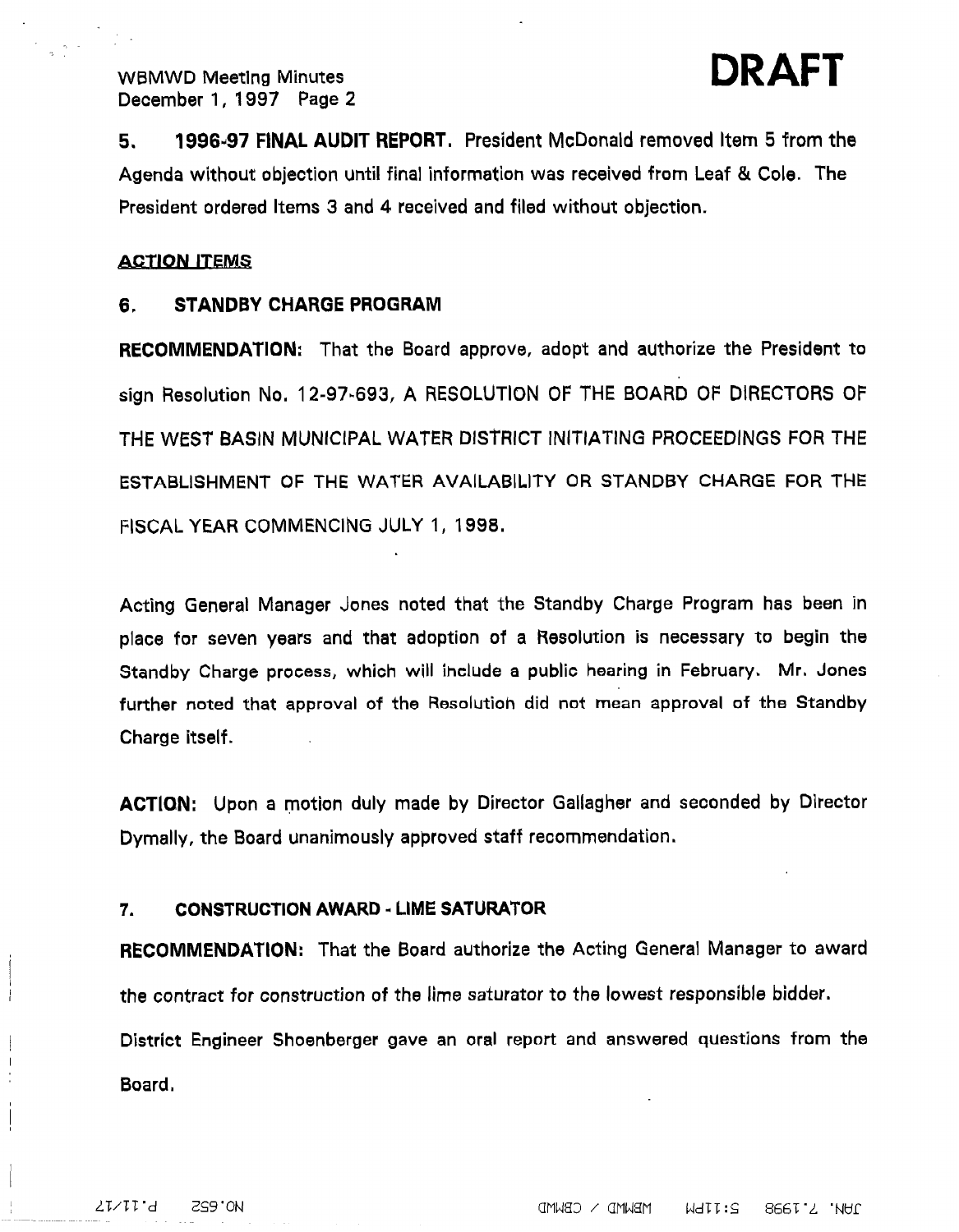**DRAFT**

**5. 1996-97 FINAL AUDIT REPORT.** President McDonald removed Item 5 from the Agenda without objection until final information was received from Leaf & Cole. The President ordered Items 3 and 4 received and filed without objection.

**ACTION ITEMS**

**6. STANDBY CHARGE PROGRAM**

**RECOMMENDATION:** That the Board approve, adopt and authorize the President to sign Resolution No. 12-97-693, A RESOLUTION OF THE BOARD OF DIRECTORS OF THE WEST BASIN MUNICIPAL WATER DISTRICT INITIATING PROCEEDINGS FOR THE ESTABLISHMENT OF THE WATER AVAILABILITY OR STANDBY CHARGE FOR THE FISCAL YEAR COMMENCING JULY 1, 1998.

Acting General Manager Jones noted that the Standby Charge Program has been in place for seven years and that adoption of a Resolution is necessary to begin the Standby Charge process, which will include a public hearing in February. Mr. Jones further noted that approval of the Resolution did not mean approval of the Standby Charge itself.

**ACTION:** Upon a motion duly made by Director Gallagher and seconded by Director Dymally, the Board unanimously approved staff recommendation.

**7. CONSTRUCTION AWARD - LIME SATURATOR**

**RECOMMENDATION:** That the Board authorize the Acting General Manager to award the contract for construction of the lime saturator to the lowest responsible bidder.

District Engineer Shoenberger gave an oral report and answered questions from the Board.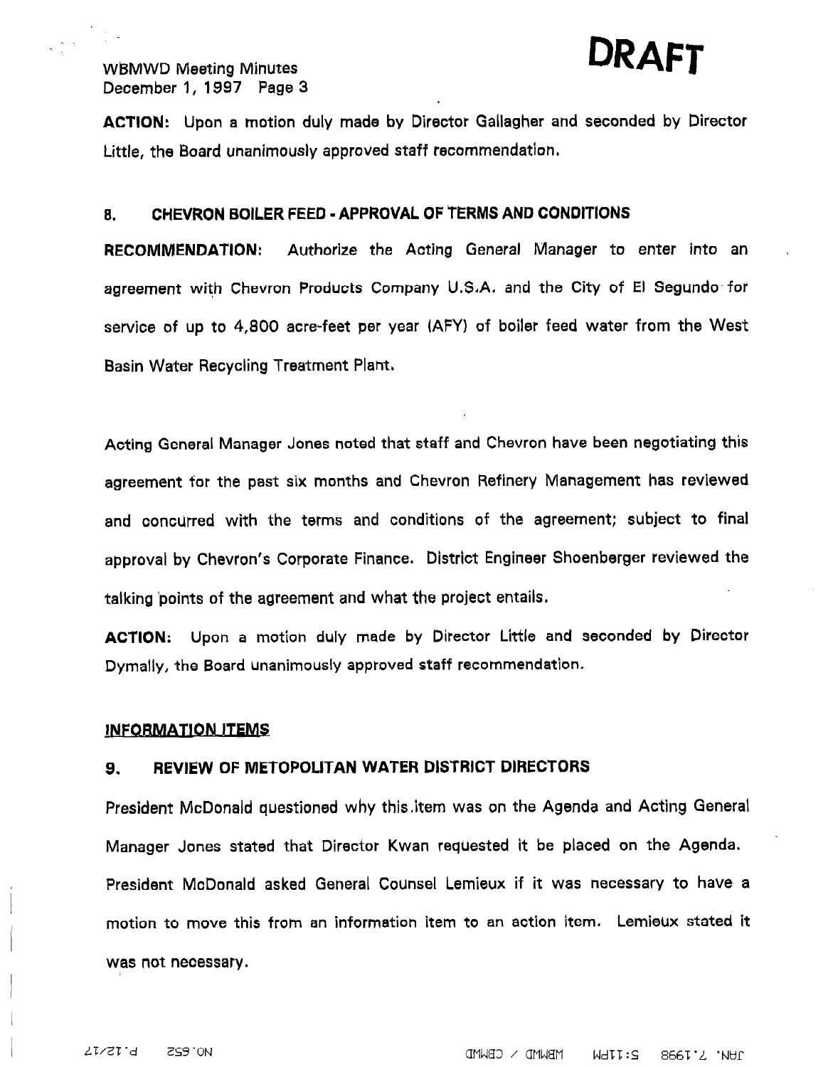**DRAFT**

**ACTION:** Upon a motion duly made by Director Gallagher and seconded by Director Little, the Board unanimously approved staff recommendation.

## 8. CHEVRON BOILER FEED - APPROVAL OF TERMS AND CONDITIONS

**RECOMMENDATION:** Authorize the Acting General Manager to enter into an agreement with Chevron Products Company U.S.A. and the City of El Segundo for service of up to 4,800 acre-feet per year (AFY) of boiler feed water from the West Basin Water Recycling Treatment Plant.

Acting General Manager Jones noted that staff and Chevron have been negotiating this agreement for the past six months and Chevron Refinery Management has reviewed and concurred with the terms and conditions of the agreement; subject to final approval by Chevron's Corporate Finance. District Engineer Shoenberger reviewed the talking points of the agreement and what the project entails.

**ACTION:** Upon a motion duly made by Director Little and seconded by Director Dymally, the Board unanimously approved staff recommendation.

**INFORMATION ITEMS**

## 9. REVIEW OF METOPOLITAN WATER DISTRICT DIRECTORS

President McDonald questioned why this item was on the Agenda and Acting General Manager Jones stated that Director Kwan requested it be placed on the Agenda. President McDonald asked General Counsel Lemieux if it was necessary to have a motion to move this from an information item to an action item. Lemieux stated it was not necessary.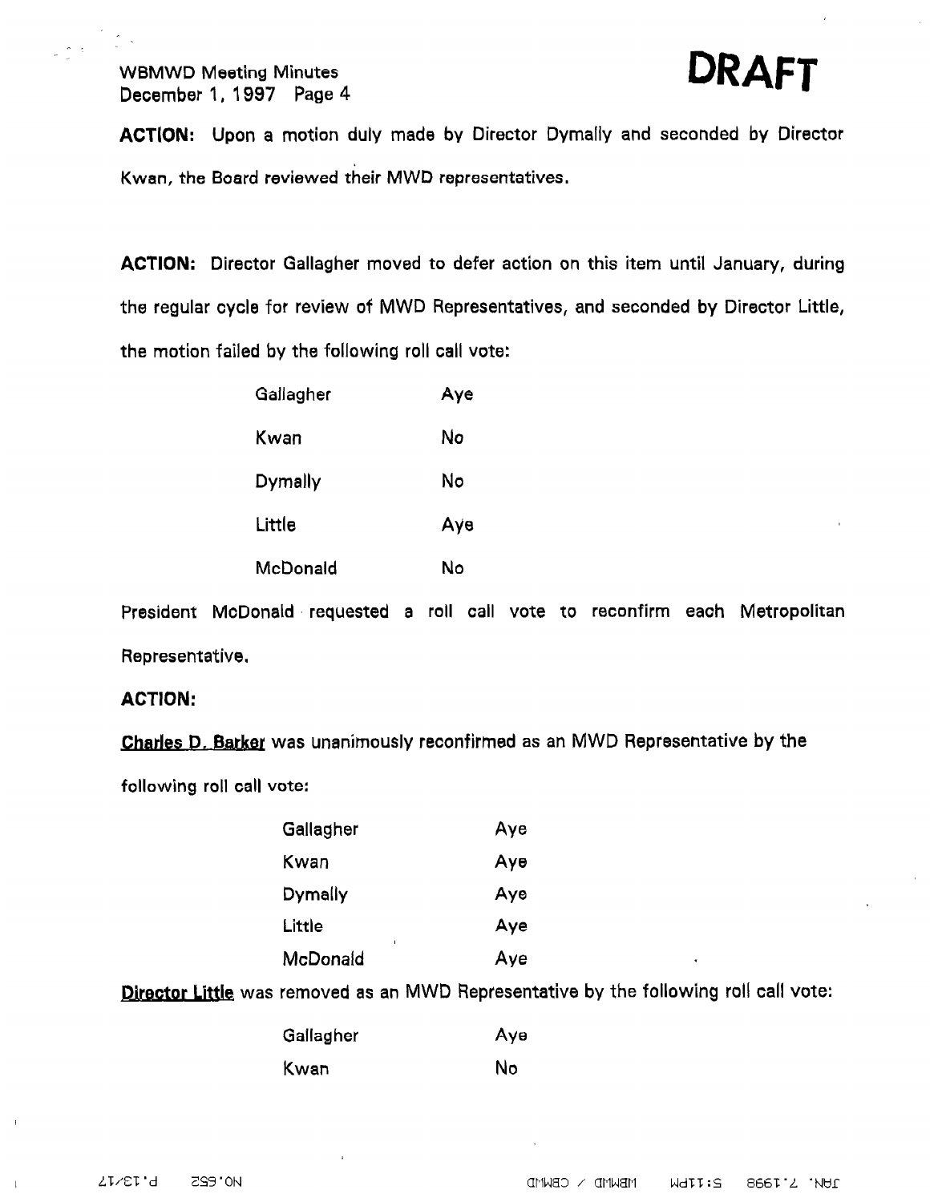**DRAFT**

**ACTION:** Upon a motion duly made by Director Dymally and seconded by Director Kwan, the Board reviewed their MWD representatives.

**ACTION:** Director Gallagher moved to defer action on this item until January, during the regular cycle for review of MWD Representatives, and seconded by Director Little, the motion failed by the following roll call vote:

| | |
|---|---|
| Gallagher | Aye |
| Kwan | No |
| Dymally | No |
| Little | Aye |
| McDonald | No |

President McDonald requested a roll call vote to reconfirm each Metropolitan Representative.

**ACTION:**

**Charles D. Barker** was unanimously reconfirmed as an MWD Representative by the following roll call vote:

| | |
|---|---|
| Gallagher | Aye |
| Kwan | Aye |
| Dymally | Aye |
| Little | Aye |
| McDonald | Aye |

**Director Little** was removed as an MWD Representative by the following roll call vote:

| | |
|---|---|
| Gallagher | Aye |
| Kwan | No |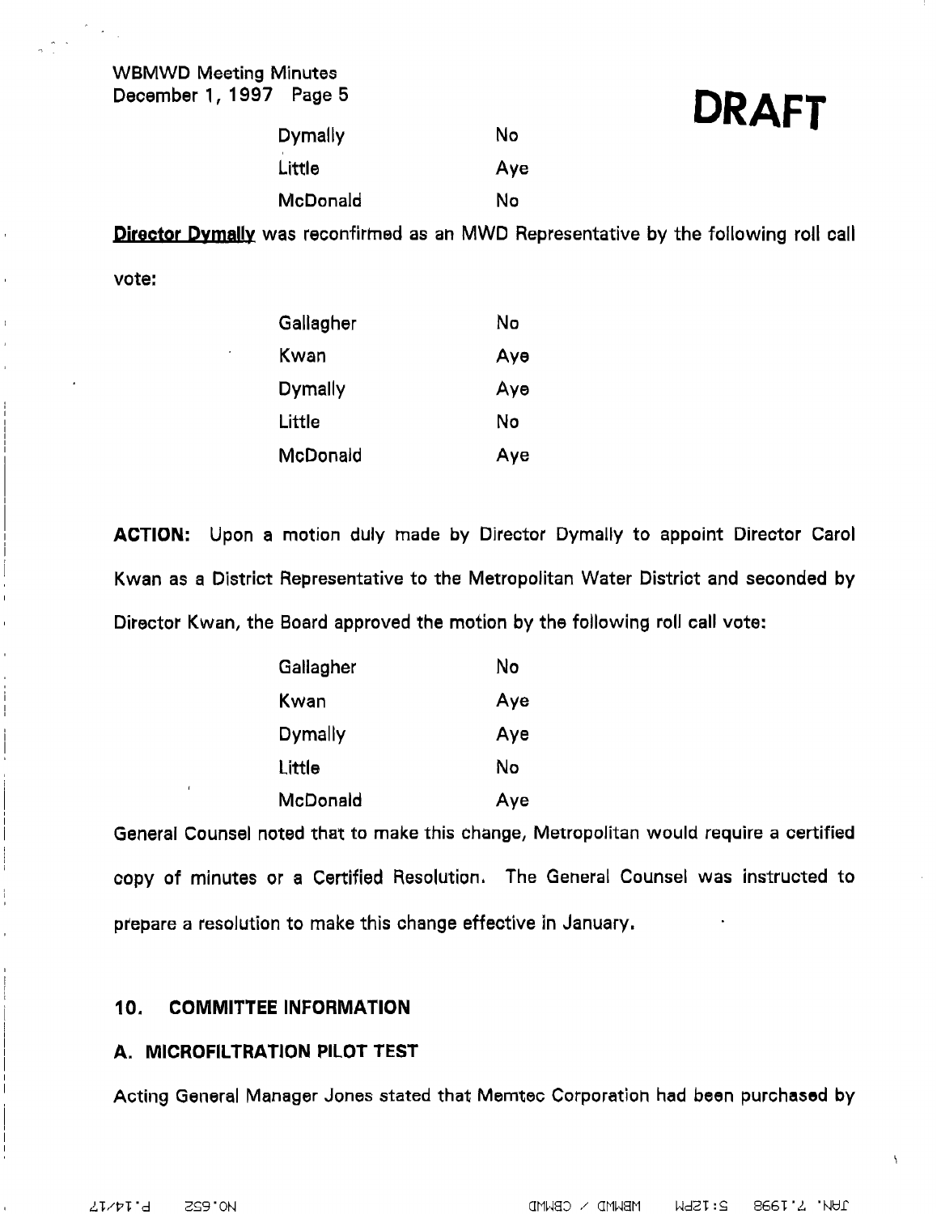**DRAFT**

| | |
|---|---|
| Dymally | No |
| Little | Aye |
| McDonald | No |

**Director Dymally** was reconfirmed as an MWD Representative by the following roll call vote:

| | |
|---|---|
| Gallagher | No |
| Kwan | Aye |
| Dymally | Aye |
| Little | No |
| McDonald | Aye |

**ACTION:** Upon a motion duly made by Director Dymally to appoint Director Carol Kwan as a District Representative to the Metropolitan Water District and seconded by Director Kwan, the Board approved the motion by the following roll call vote:

| | |
|---|---|
| Gallagher | No |
| Kwan | Aye |
| Dymally | Aye |
| Little | No |
| McDonald | Aye |

General Counsel noted that to make this change, Metropolitan would require a certified copy of minutes or a Certified Resolution. The General Counsel was instructed to prepare a resolution to make this change effective in January.

## 10. COMMITTEE INFORMATION

### A. MICROFILTRATION PILOT TEST

Acting General Manager Jones stated that Memtec Corporation had been purchased by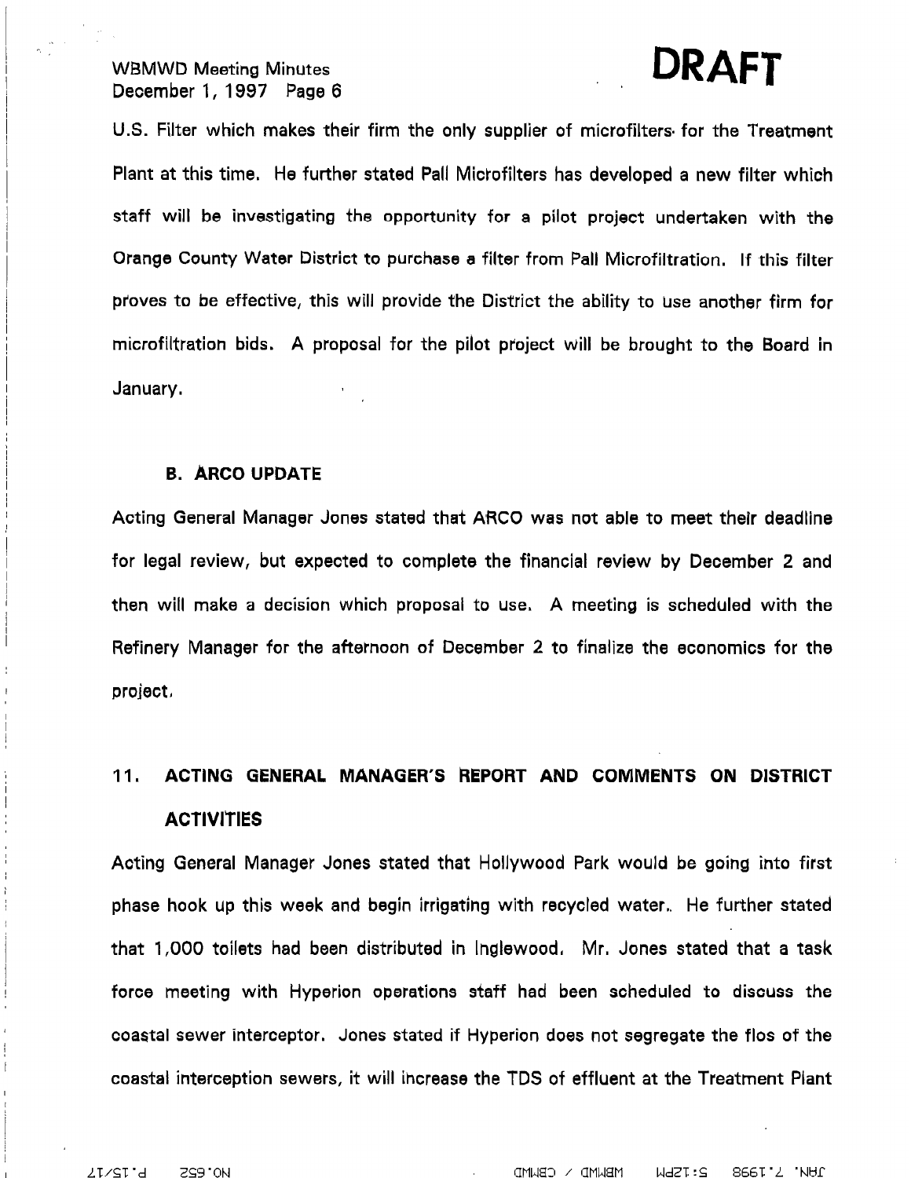U.S. Filter which makes their firm the only supplier of microfilters for the Treatment Plant at this time. He further stated Pall Microfilters has developed a new filter which staff will be investigating the opportunity for a pilot project undertaken with the Orange County Water District to purchase a filter from Pall Microfiltration. If this filter proves to be effective, this will provide the District the ability to use another firm for microfiltration bids. A proposal for the pilot project will be brought to the Board in January.

**B. ARCO UPDATE**

Acting General Manager Jones stated that ARCO was not able to meet their deadline for legal review, but expected to complete the financial review by December 2 and then will make a decision which proposal to use. A meeting is scheduled with the Refinery Manager for the afternoon of December 2 to finalize the economics for the project.

## 11. ACTING GENERAL MANAGER'S REPORT AND COMMENTS ON DISTRICT ACTIVITIES

Acting General Manager Jones stated that Hollywood Park would be going into first phase hook up this week and begin irrigating with recycled water.. He further stated that 1,000 toilets had been distributed in Inglewood. Mr. Jones stated that a task force meeting with Hyperion operations staff had been scheduled to discuss the coastal sewer interceptor. Jones stated if Hyperion does not segregate the flos of the coastal interception sewers, it will increase the TDS of effluent at the Treatment Plant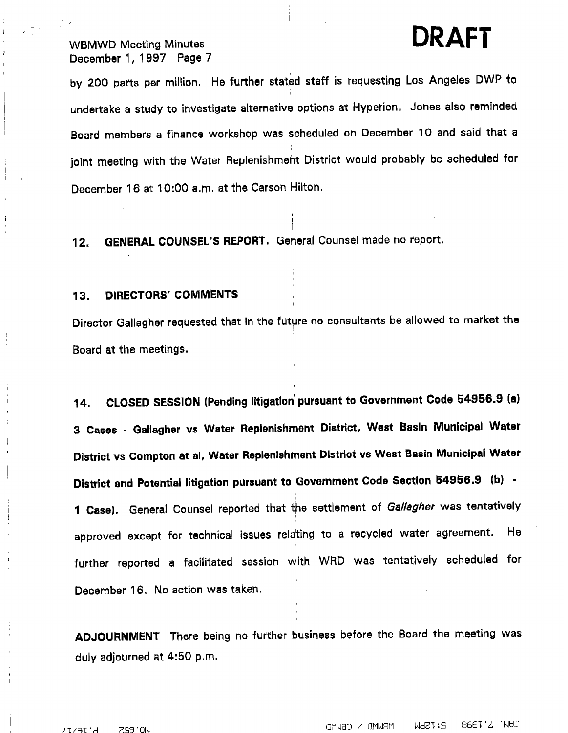**DRAFT**

by 200 parts per million. He further stated staff is requesting Los Angeles DWP to undertake a study to investigate alternative options at Hyperion. Jones also reminded Board members a finance workshop was scheduled on December 10 and said that a joint meeting with the Water Replenishment District would probably be scheduled for December 16 at 10:00 a.m. at the Carson Hilton.

**12. GENERAL COUNSEL'S REPORT.** General Counsel made no report.

**13. DIRECTORS' COMMENTS**

Director Gallagher requested that in the future no consultants be allowed to market the Board at the meetings.

**14. CLOSED SESSION (Pending litigation pursuant to Government Code 54956.9 (a) 3 Cases - Gallagher vs Water Replenishment District, West Basin Municipal Water District vs Compton at al, Water Replenishment District vs West Basin Municipal Water District and Potential litigation pursuant to Government Code Section 54956.9 (b) - 1 Case).** General Counsel reported that the settlement of *Gallagher* was tentatively approved except for technical issues relating to a recycled water agreement. He further reported a facilitated session with WRD was tentatively scheduled for December 16. No action was taken.

**ADJOURNMENT** There being no further business before the Board the meeting was duly adjourned at 4:50 p.m.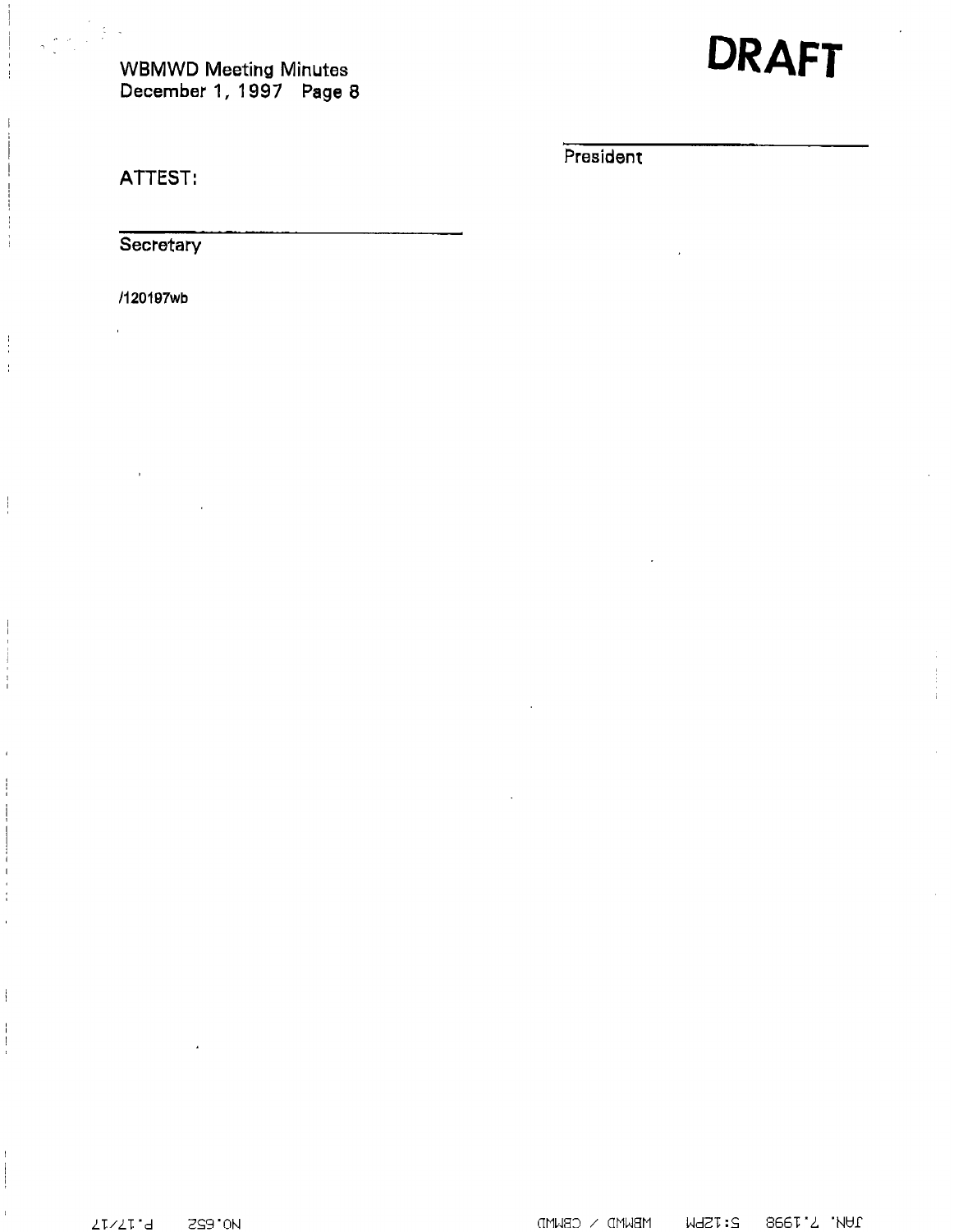**DRAFT**

President

ATTEST:

Secretary

/120197wb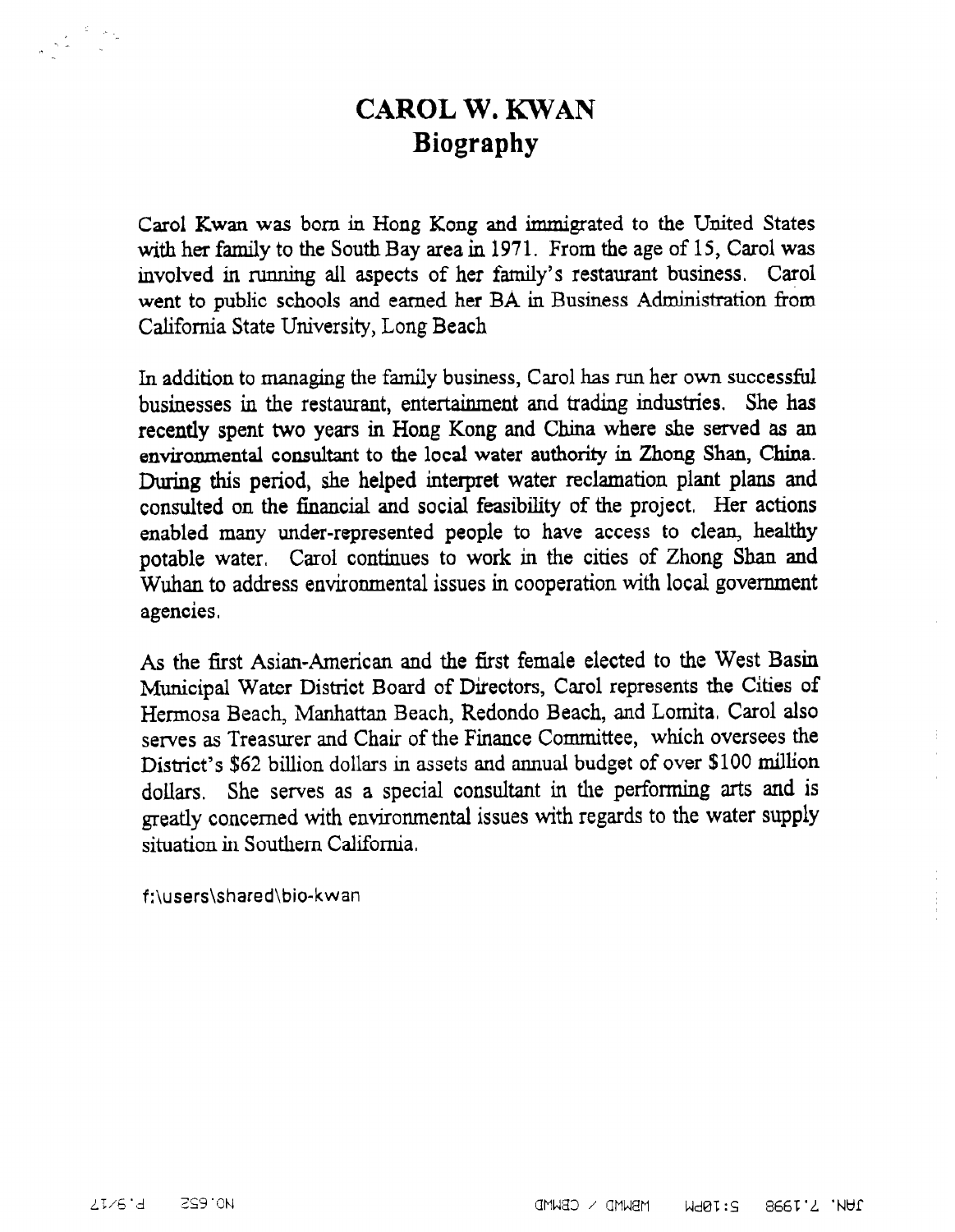# CAROL W. KWAN
## Biography

Carol Kwan was born in Hong Kong and immigrated to the United States with her family to the South Bay area in 1971. From the age of 15, Carol was involved in running all aspects of her family's restaurant business. Carol went to public schools and earned her BA in Business Administration from California State University, Long Beach

In addition to managing the family business, Carol has run her own successful businesses in the restaurant, entertainment and trading industries. She has recently spent two years in Hong Kong and China where she served as an environmental consultant to the local water authority in Zhong Shan, China. During this period, she helped interpret water reclamation plant plans and consulted on the financial and social feasibility of the project. Her actions enabled many under-represented people to have access to clean, healthy potable water. Carol continues to work in the cities of Zhong Shan and Wuhan to address environmental issues in cooperation with local government agencies.

As the first Asian-American and the first female elected to the West Basin Municipal Water District Board of Directors, Carol represents the Cities of Hermosa Beach, Manhattan Beach, Redondo Beach, and Lomita. Carol also serves as Treasurer and Chair of the Finance Committee, which oversees the District's $62 billion dollars in assets and annual budget of over $100 million dollars. She serves as a special consultant in the performing arts and is greatly concerned with environmental issues with regards to the water supply situation in Southern California.

f:\users\shared\bio-kwan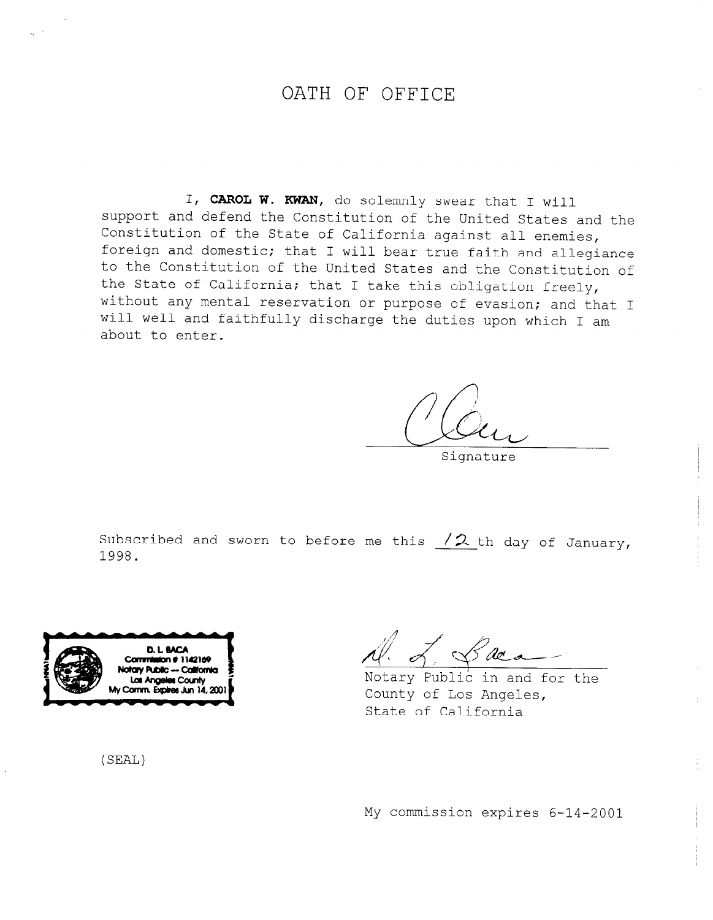# OATH OF OFFICE

I, **CAROL W. KWAN**, do solemnly swear that I will support and defend the Constitution of the United States and the Constitution of the State of California against all enemies, foreign and domestic; that I will bear true faith and allegiance to the Constitution of the United States and the Constitution of the State of California; that I take this obligation freely, without any mental reservation or purpose of evasion; and that I will well and faithfully discharge the duties upon which I am about to enter.

Signature

Subscribed and sworn to before me this 12 th day of January, 1998.

D. L BACA
Commission # 1142169
Notary Public — California
Los Angeles County
My Comm. Expires Jun 14, 2001

Notary Public in and for the County of Los Angeles, State of California

(SEAL)

My commission expires 6-14-2001